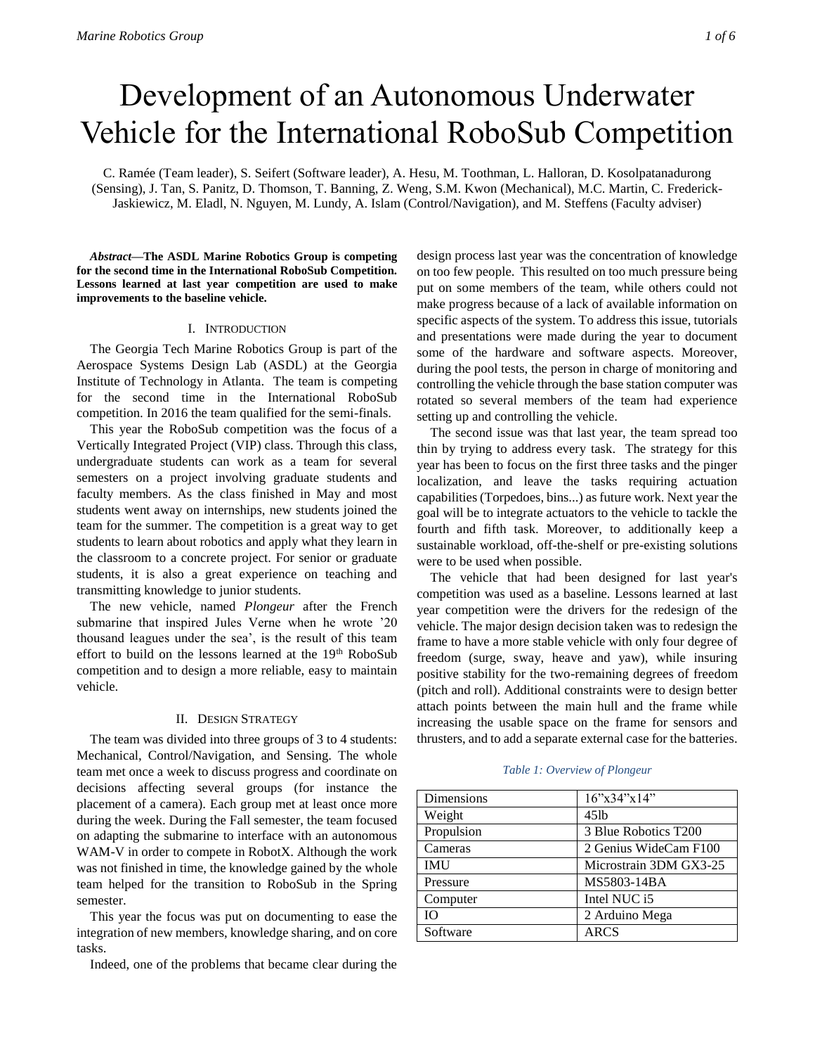# Development of an Autonomous Underwater Vehicle for the International RoboSub Competition

C. Ramée (Team leader), S. Seifert (Software leader), A. Hesu, M. Toothman, L. Halloran, D. Kosolpatanadurong (Sensing), J. Tan, S. Panitz, D. Thomson, T. Banning, Z. Weng, S.M. Kwon (Mechanical), M.C. Martin, C. Frederick-Jaskiewicz, M. Eladl, N. Nguyen, M. Lundy, A. Islam (Control/Navigation), and M. Steffens (Faculty adviser)

***Abstract*—The ASDL Marine Robotics Group is competing for the second time in the International RoboSub Competition. Lessons learned at last year competition are used to make improvements to the baseline vehicle.**

## I. Introduction

The Georgia Tech Marine Robotics Group is part of the Aerospace Systems Design Lab (ASDL) at the Georgia Institute of Technology in Atlanta. The team is competing for the second time in the International RoboSub competition. In 2016 the team qualified for the semi-finals.

This year the RoboSub competition was the focus of a Vertically Integrated Project (VIP) class. Through this class, undergraduate students can work as a team for several semesters on a project involving graduate students and faculty members. As the class finished in May and most students went away on internships, new students joined the team for the summer. The competition is a great way to get students to learn about robotics and apply what they learn in the classroom to a concrete project. For senior or graduate students, it is also a great experience on teaching and transmitting knowledge to junior students.

The new vehicle, named *Plongeur* after the French submarine that inspired Jules Verne when he wrote '20 thousand leagues under the sea', is the result of this team effort to build on the lessons learned at the 19th RoboSub competition and to design a more reliable, easy to maintain vehicle.

## II. Design Strategy

The team was divided into three groups of 3 to 4 students: Mechanical, Control/Navigation, and Sensing. The whole team met once a week to discuss progress and coordinate on decisions affecting several groups (for instance the placement of a camera). Each group met at least once more during the week. During the Fall semester, the team focused on adapting the submarine to interface with an autonomous WAM-V in order to compete in RobotX. Although the work was not finished in time, the knowledge gained by the whole team helped for the transition to RoboSub in the Spring semester.

This year the focus was put on documenting to ease the integration of new members, knowledge sharing, and on core tasks.

Indeed, one of the problems that became clear during the design process last year was the concentration of knowledge on too few people. This resulted on too much pressure being put on some members of the team, while others could not make progress because of a lack of available information on specific aspects of the system. To address this issue, tutorials and presentations were made during the year to document some of the hardware and software aspects. Moreover, during the pool tests, the person in charge of monitoring and controlling the vehicle through the base station computer was rotated so several members of the team had experience setting up and controlling the vehicle.

The second issue was that last year, the team spread too thin by trying to address every task. The strategy for this year has been to focus on the first three tasks and the pinger localization, and leave the tasks requiring actuation capabilities (Torpedoes, bins...) as future work. Next year the goal will be to integrate actuators to the vehicle to tackle the fourth and fifth task. Moreover, to additionally keep a sustainable workload, off-the-shelf or pre-existing solutions were to be used when possible.

The vehicle that had been designed for last year's competition was used as a baseline. Lessons learned at last year competition were the drivers for the redesign of the vehicle. The major design decision taken was to redesign the frame to have a more stable vehicle with only four degree of freedom (surge, sway, heave and yaw), while insuring positive stability for the two-remaining degrees of freedom (pitch and roll). Additional constraints were to design better attach points between the main hull and the frame while increasing the usable space on the frame for sensors and thrusters, and to add a separate external case for the batteries.

*Table 1: Overview of Plongeur*

| | |
|---|---|
| Dimensions | 16"x34"x14" |
| Weight | 45lb |
| Propulsion | 3 Blue Robotics T200 |
| Cameras | 2 Genius WideCam F100 |
| IMU | Microstrain 3DM GX3-25 |
| Pressure | MS5803-14BA |
| Computer | Intel NUC i5 |
| IO | 2 Arduino Mega |
| Software | ARCS |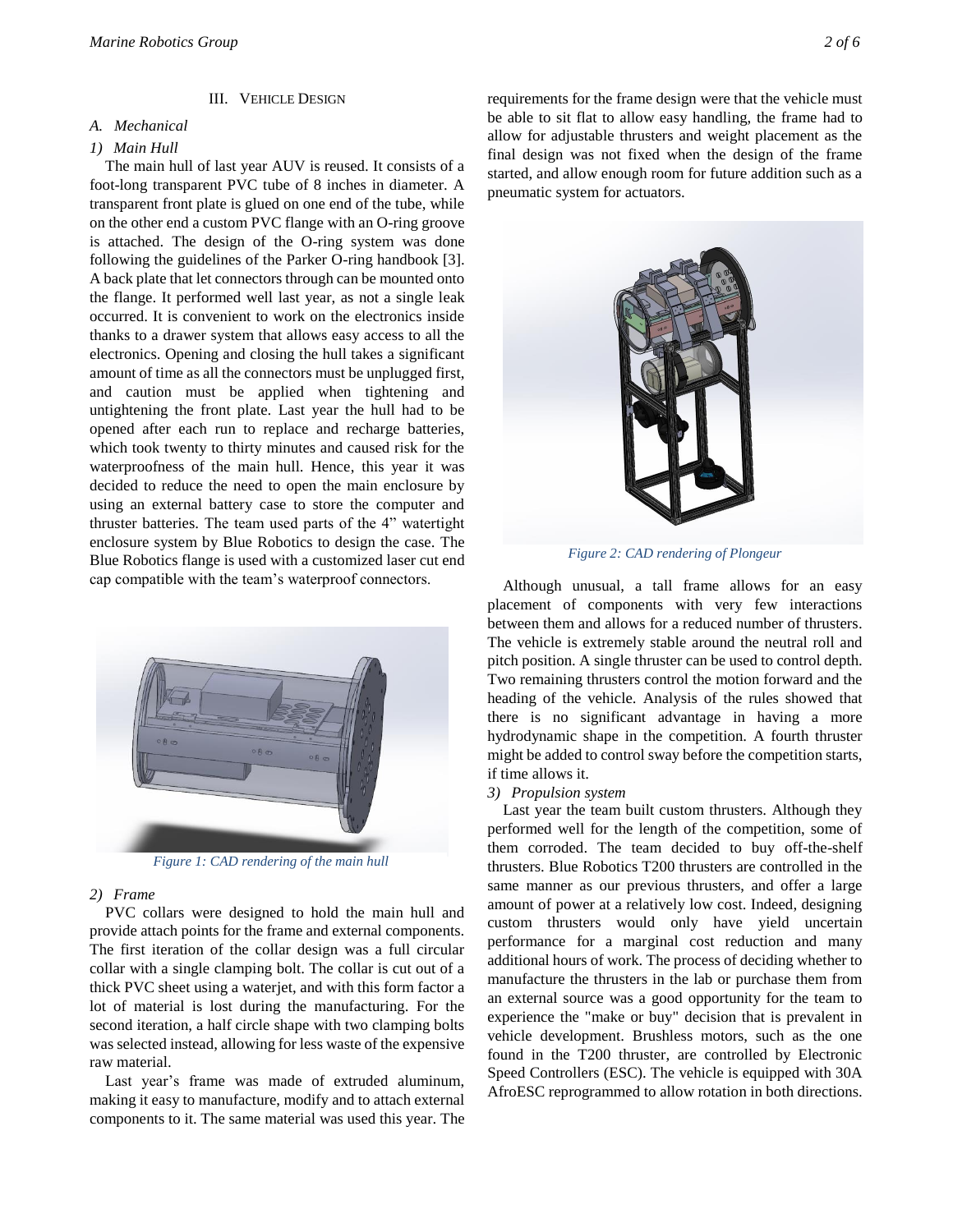## III. Vehicle Design

### A. Mechanical

#### 1) Main Hull

The main hull of last year AUV is reused. It consists of a foot-long transparent PVC tube of 8 inches in diameter. A transparent front plate is glued on one end of the tube, while on the other end a custom PVC flange with an O-ring groove is attached. The design of the O-ring system was done following the guidelines of the Parker O-ring handbook [3]. A back plate that let connectors through can be mounted onto the flange. It performed well last year, as not a single leak occurred. It is convenient to work on the electronics inside thanks to a drawer system that allows easy access to all the electronics. Opening and closing the hull takes a significant amount of time as all the connectors must be unplugged first, and caution must be applied when tightening and untightening the front plate. Last year the hull had to be opened after each run to replace and recharge batteries, which took twenty to thirty minutes and caused risk for the waterproofness of the main hull. Hence, this year it was decided to reduce the need to open the main enclosure by using an external battery case to store the computer and thruster batteries. The team used parts of the 4" watertight enclosure system by Blue Robotics to design the case. The Blue Robotics flange is used with a customized laser cut end cap compatible with the team's waterproof connectors.

*Figure 1: CAD rendering of the main hull*

#### 2) Frame

PVC collars were designed to hold the main hull and provide attach points for the frame and external components. The first iteration of the collar design was a full circular collar with a single clamping bolt. The collar is cut out of a thick PVC sheet using a waterjet, and with this form factor a lot of material is lost during the manufacturing. For the second iteration, a half circle shape with two clamping bolts was selected instead, allowing for less waste of the expensive raw material.

Last year's frame was made of extruded aluminum, making it easy to manufacture, modify and to attach external components to it. The same material was used this year. The requirements for the frame design were that the vehicle must be able to sit flat to allow easy handling, the frame had to allow for adjustable thrusters and weight placement as the final design was not fixed when the design of the frame started, and allow enough room for future addition such as a pneumatic system for actuators.

*Figure 2: CAD rendering of Plongeur*

Although unusual, a tall frame allows for an easy placement of components with very few interactions between them and allows for a reduced number of thrusters. The vehicle is extremely stable around the neutral roll and pitch position. A single thruster can be used to control depth. Two remaining thrusters control the motion forward and the heading of the vehicle. Analysis of the rules showed that there is no significant advantage in having a more hydrodynamic shape in the competition. A fourth thruster might be added to control sway before the competition starts, if time allows it.

#### 3) Propulsion system

Last year the team built custom thrusters. Although they performed well for the length of the competition, some of them corroded. The team decided to buy off-the-shelf thrusters. Blue Robotics T200 thrusters are controlled in the same manner as our previous thrusters, and offer a large amount of power at a relatively low cost. Indeed, designing custom thrusters would only have yield uncertain performance for a marginal cost reduction and many additional hours of work. The process of deciding whether to manufacture the thrusters in the lab or purchase them from an external source was a good opportunity for the team to experience the "make or buy" decision that is prevalent in vehicle development. Brushless motors, such as the one found in the T200 thruster, are controlled by Electronic Speed Controllers (ESC). The vehicle is equipped with 30A AfroESC reprogrammed to allow rotation in both directions.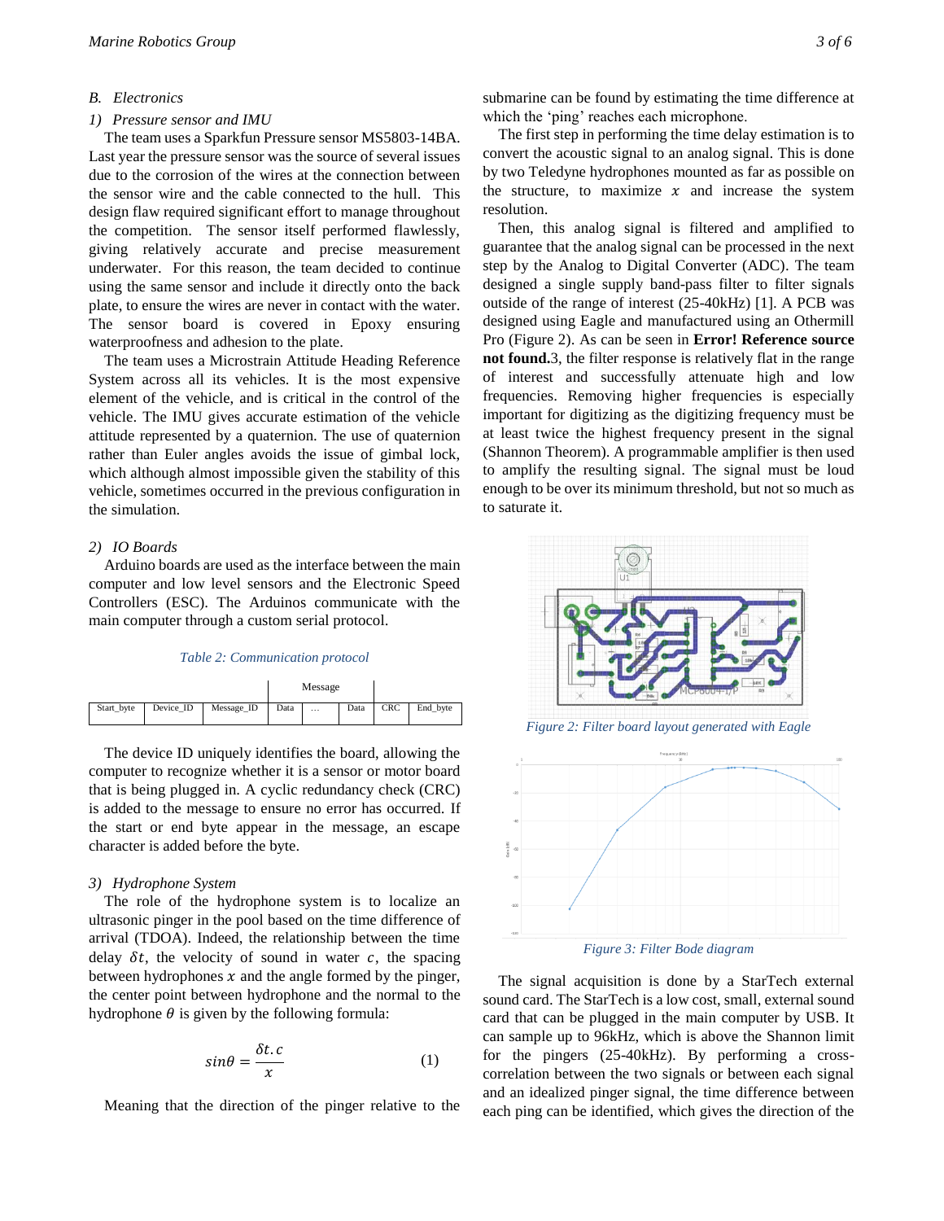### B. Electronics

#### 1) Pressure sensor and IMU

The team uses a Sparkfun Pressure sensor MS5803-14BA. Last year the pressure sensor was the source of several issues due to the corrosion of the wires at the connection between the sensor wire and the cable connected to the hull. This design flaw required significant effort to manage throughout the competition. The sensor itself performed flawlessly, giving relatively accurate and precise measurement underwater. For this reason, the team decided to continue using the same sensor and include it directly onto the back plate, to ensure the wires are never in contact with the water. The sensor board is covered in Epoxy ensuring waterproofness and adhesion to the plate.

The team uses a Microstrain Attitude Heading Reference System across all its vehicles. It is the most expensive element of the vehicle, and is critical in the control of the vehicle. The IMU gives accurate estimation of the vehicle attitude represented by a quaternion. The use of quaternion rather than Euler angles avoids the issue of gimbal lock, which although almost impossible given the stability of this vehicle, sometimes occurred in the previous configuration in the simulation.

#### 2) IO Boards

Arduino boards are used as the interface between the main computer and low level sensors and the Electronic Speed Controllers (ESC). The Arduinos communicate with the main computer through a custom serial protocol.

*Table 2: Communication protocol*

| | | | Message | | | | |
|---|---|---|---|---|---|---|---|
| Start_byte | Device_ID | Message_ID | Data | … | Data | CRC | End_byte |

The device ID uniquely identifies the board, allowing the computer to recognize whether it is a sensor or motor board that is being plugged in. A cyclic redundancy check (CRC) is added to the message to ensure no error has occurred. If the start or end byte appear in the message, an escape character is added before the byte.

#### 3) Hydrophone System

The role of the hydrophone system is to localize an ultrasonic pinger in the pool based on the time difference of arrival (TDOA). Indeed, the relationship between the time delay $\delta t$, the velocity of sound in water $c$, the spacing between hydrophones $x$ and the angle formed by the pinger, the center point between hydrophone and the normal to the hydrophone $\theta$ is given by the following formula:

$$sin\theta = \frac{\delta t.c}{x} \quad (1)$$

Meaning that the direction of the pinger relative to the submarine can be found by estimating the time difference at which the 'ping' reaches each microphone.

The first step in performing the time delay estimation is to convert the acoustic signal to an analog signal. This is done by two Teledyne hydrophones mounted as far as possible on the structure, to maximize $x$ and increase the system resolution.

Then, this analog signal is filtered and amplified to guarantee that the analog signal can be processed in the next step by the Analog to Digital Converter (ADC). The team designed a single supply band-pass filter to filter signals outside of the range of interest (25-40kHz) [1]. A PCB was designed using Eagle and manufactured using an Othermill Pro (Figure 2). As can be seen in **Error! Reference source not found.**3, the filter response is relatively flat in the range of interest and successfully attenuate high and low frequencies. Removing higher frequencies is especially important for digitizing as the digitizing frequency must be at least twice the highest frequency present in the signal (Shannon Theorem). A programmable amplifier is then used to amplify the resulting signal. The signal must be loud enough to be over its minimum threshold, but not so much as to saturate it.

*Figure 2: Filter board layout generated with Eagle*

*Figure 3: Filter Bode diagram*

The signal acquisition is done by a StarTech external sound card. The StarTech is a low cost, small, external sound card that can be plugged in the main computer by USB. It can sample up to 96kHz, which is above the Shannon limit for the pingers (25-40kHz). By performing a cross-correlation between the two signals or between each signal and an idealized pinger signal, the time difference between each ping can be identified, which gives the direction of the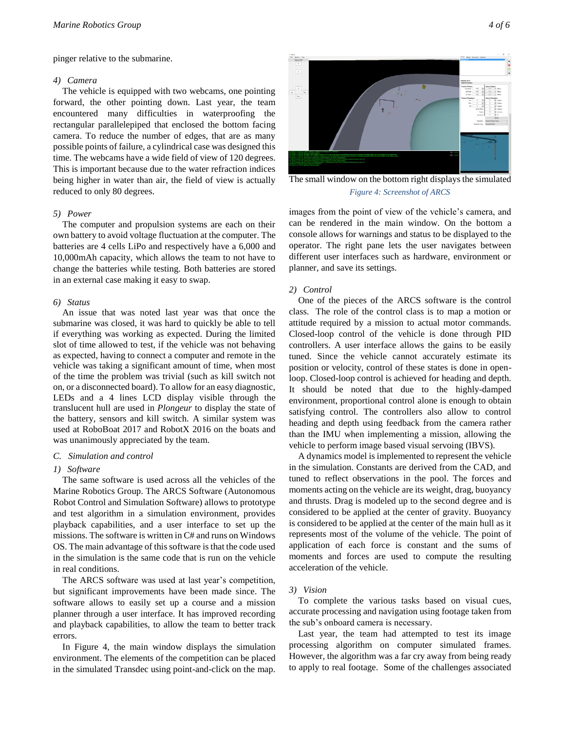pinger relative to the submarine.

*4) Camera*

The vehicle is equipped with two webcams, one pointing forward, the other pointing down. Last year, the team encountered many difficulties in waterproofing the rectangular parallelepiped that enclosed the bottom facing camera. To reduce the number of edges, that are as many possible points of failure, a cylindrical case was designed this time. The webcams have a wide field of view of 120 degrees. This is important because due to the water refraction indices being higher in water than air, the field of view is actually reduced to only 80 degrees.

*5) Power*

The computer and propulsion systems are each on their own battery to avoid voltage fluctuation at the computer. The batteries are 4 cells LiPo and respectively have a 6,000 and 10,000mAh capacity, which allows the team to not have to change the batteries while testing. Both batteries are stored in an external case making it easy to swap.

*6) Status*

An issue that was noted last year was that once the submarine was closed, it was hard to quickly be able to tell if everything was working as expected. During the limited slot of time allowed to test, if the vehicle was not behaving as expected, having to connect a computer and remote in the vehicle was taking a significant amount of time, when most of the time the problem was trivial (such as kill switch not on, or a disconnected board). To allow for an easy diagnostic, LEDs and a 4 lines LCD display visible through the translucent hull are used in *Plongeur* to display the state of the battery, sensors and kill switch. A similar system was used at RoboBoat 2017 and RobotX 2016 on the boats and was unanimously appreciated by the team.

### *C. Simulation and control*

*1) Software*

The same software is used across all the vehicles of the Marine Robotics Group. The ARCS Software (Autonomous Robot Control and Simulation Software) allows to prototype and test algorithm in a simulation environment, provides playback capabilities, and a user interface to set up the missions. The software is written in C# and runs on Windows OS. The main advantage of this software is that the code used in the simulation is the same code that is run on the vehicle in real conditions.

The ARCS software was used at last year's competition, but significant improvements have been made since. The software allows to easily set up a course and a mission planner through a user interface. It has improved recording and playback capabilities, to allow the team to better track errors.

In Figure 4, the main window displays the simulation environment. The elements of the competition can be placed in the simulated Transdec using point-and-click on the map. The small window on the bottom right displays the simulated images from the point of view of the vehicle's camera, and can be rendered in the main window. On the bottom a console allows for warnings and status to be displayed to the operator. The right pane lets the user navigates between different user interfaces such as hardware, environment or planner, and save its settings.

*Figure 4: Screenshot of ARCS*

*2) Control*

One of the pieces of the ARCS software is the control class. The role of the control class is to map a motion or attitude required by a mission to actual motor commands. Closed-loop control of the vehicle is done through PID controllers. A user interface allows the gains to be easily tuned. Since the vehicle cannot accurately estimate its position or velocity, control of these states is done in open-loop. Closed-loop control is achieved for heading and depth. It should be noted that due to the highly-damped environment, proportional control alone is enough to obtain satisfying control. The controllers also allow to control heading and depth using feedback from the camera rather than the IMU when implementing a mission, allowing the vehicle to perform image based visual servoing (IBVS).

A dynamics model is implemented to represent the vehicle in the simulation. Constants are derived from the CAD, and tuned to reflect observations in the pool. The forces and moments acting on the vehicle are its weight, drag, buoyancy and thrusts. Drag is modeled up to the second degree and is considered to be applied at the center of gravity. Buoyancy is considered to be applied at the center of the main hull as it represents most of the volume of the vehicle. The point of application of each force is constant and the sums of moments and forces are used to compute the resulting acceleration of the vehicle.

*3) Vision*

To complete the various tasks based on visual cues, accurate processing and navigation using footage taken from the sub's onboard camera is necessary.

Last year, the team had attempted to test its image processing algorithm on computer simulated frames. However, the algorithm was a far cry away from being ready to apply to real footage. Some of the challenges associated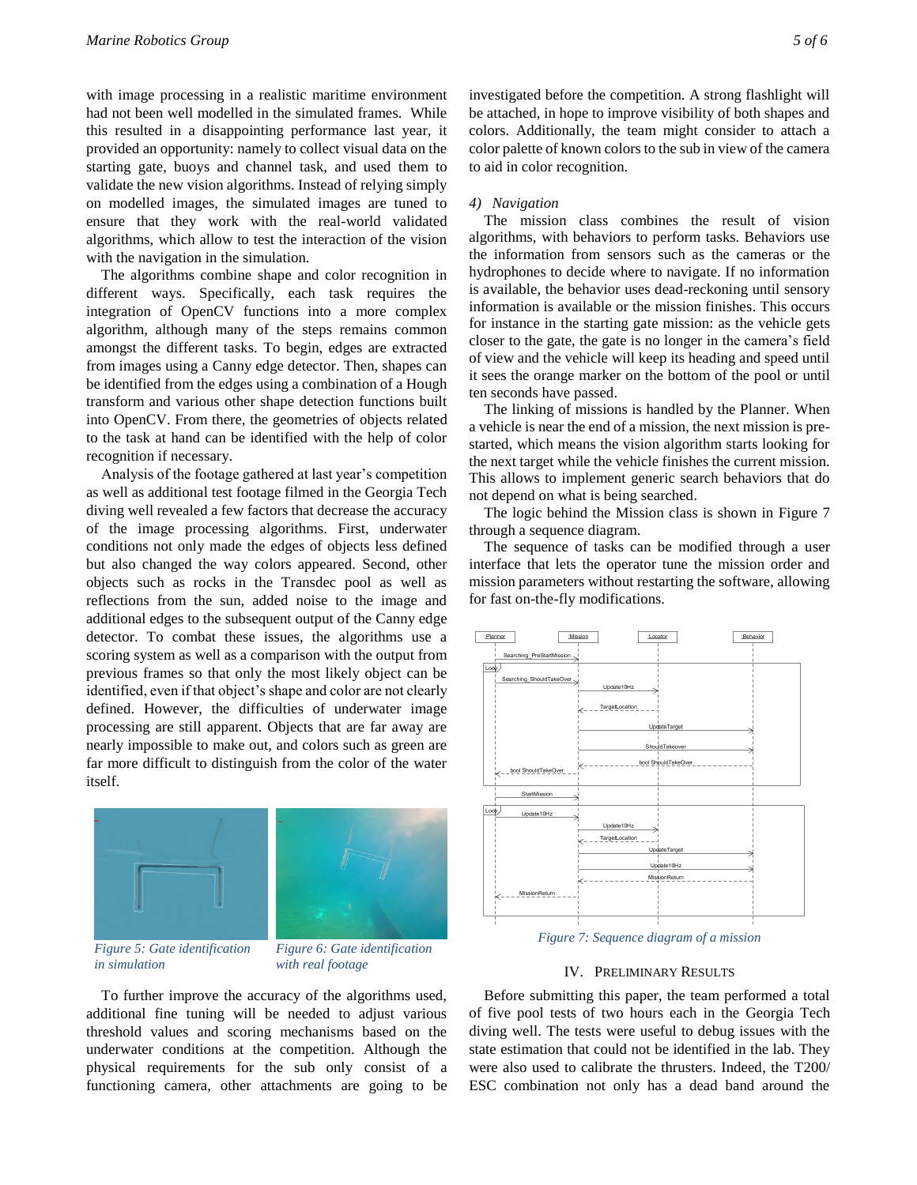with image processing in a realistic maritime environment had not been well modelled in the simulated frames. While this resulted in a disappointing performance last year, it provided an opportunity: namely to collect visual data on the starting gate, buoys and channel task, and used them to validate the new vision algorithms. Instead of relying simply on modelled images, the simulated images are tuned to ensure that they work with the real-world validated algorithms, which allow to test the interaction of the vision with the navigation in the simulation.

The algorithms combine shape and color recognition in different ways. Specifically, each task requires the integration of OpenCV functions into a more complex algorithm, although many of the steps remains common amongst the different tasks. To begin, edges are extracted from images using a Canny edge detector. Then, shapes can be identified from the edges using a combination of a Hough transform and various other shape detection functions built into OpenCV. From there, the geometries of objects related to the task at hand can be identified with the help of color recognition if necessary.

Analysis of the footage gathered at last year's competition as well as additional test footage filmed in the Georgia Tech diving well revealed a few factors that decrease the accuracy of the image processing algorithms. First, underwater conditions not only made the edges of objects less defined but also changed the way colors appeared. Second, other objects such as rocks in the Transdec pool as well as reflections from the sun, added noise to the image and additional edges to the subsequent output of the Canny edge detector. To combat these issues, the algorithms use a scoring system as well as a comparison with the output from previous frames so that only the most likely object can be identified, even if that object's shape and color are not clearly defined. However, the difficulties of underwater image processing are still apparent. Objects that are far away are nearly impossible to make out, and colors such as green are far more difficult to distinguish from the color of the water itself.

*Figure 5: Gate identification in simulation*

*Figure 6: Gate identification with real footage*

To further improve the accuracy of the algorithms used, additional fine tuning will be needed to adjust various threshold values and scoring mechanisms based on the underwater conditions at the competition. Although the physical requirements for the sub only consist of a functioning camera, other attachments are going to be investigated before the competition. A strong flashlight will be attached, in hope to improve visibility of both shapes and colors. Additionally, the team might consider to attach a color palette of known colors to the sub in view of the camera to aid in color recognition.

#### 4) Navigation

The mission class combines the result of vision algorithms, with behaviors to perform tasks. Behaviors use the information from sensors such as the cameras or the hydrophones to decide where to navigate. If no information is available, the behavior uses dead-reckoning until sensory information is available or the mission finishes. This occurs for instance in the starting gate mission: as the vehicle gets closer to the gate, the gate is no longer in the camera's field of view and the vehicle will keep its heading and speed until it sees the orange marker on the bottom of the pool or until ten seconds have passed.

The linking of missions is handled by the Planner. When a vehicle is near the end of a mission, the next mission is pre-started, which means the vision algorithm starts looking for the next target while the vehicle finishes the current mission. This allows to implement generic search behaviors that do not depend on what is being searched.

The logic behind the Mission class is shown in Figure 7 through a sequence diagram.

The sequence of tasks can be modified through a user interface that lets the operator tune the mission order and mission parameters without restarting the software, allowing for fast on-the-fly modifications.

*Figure 7: Sequence diagram of a mission*

## IV. Preliminary Results

Before submitting this paper, the team performed a total of five pool tests of two hours each in the Georgia Tech diving well. The tests were useful to debug issues with the state estimation that could not be identified in the lab. They were also used to calibrate the thrusters. Indeed, the T200/ ESC combination not only has a dead band around the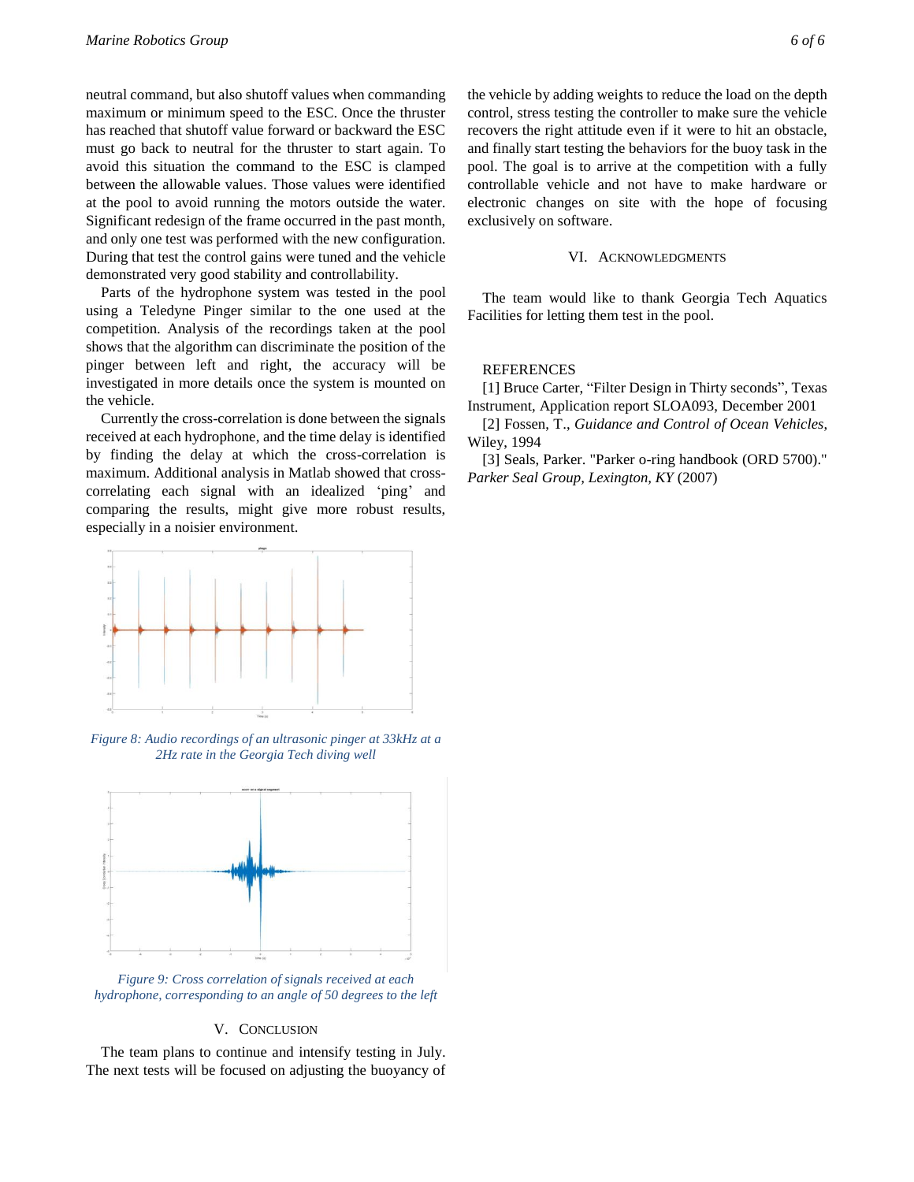neutral command, but also shutoff values when commanding maximum or minimum speed to the ESC. Once the thruster has reached that shutoff value forward or backward the ESC must go back to neutral for the thruster to start again. To avoid this situation the command to the ESC is clamped between the allowable values. Those values were identified at the pool to avoid running the motors outside the water. Significant redesign of the frame occurred in the past month, and only one test was performed with the new configuration. During that test the control gains were tuned and the vehicle demonstrated very good stability and controllability.

Parts of the hydrophone system was tested in the pool using a Teledyne Pinger similar to the one used at the competition. Analysis of the recordings taken at the pool shows that the algorithm can discriminate the position of the pinger between left and right, the accuracy will be investigated in more details once the system is mounted on the vehicle.

Currently the cross-correlation is done between the signals received at each hydrophone, and the time delay is identified by finding the delay at which the cross-correlation is maximum. Additional analysis in Matlab showed that cross-correlating each signal with an idealized 'ping' and comparing the results, might give more robust results, especially in a noisier environment.

*Figure 8: Audio recordings of an ultrasonic pinger at 33kHz at a 2Hz rate in the Georgia Tech diving well*

*Figure 9: Cross correlation of signals received at each hydrophone, corresponding to an angle of 50 degrees to the left*

## V. Conclusion

The team plans to continue and intensify testing in July. The next tests will be focused on adjusting the buoyancy of the vehicle by adding weights to reduce the load on the depth control, stress testing the controller to make sure the vehicle recovers the right attitude even if it were to hit an obstacle, and finally start testing the behaviors for the buoy task in the pool. The goal is to arrive at the competition with a fully controllable vehicle and not have to make hardware or electronic changes on site with the hope of focusing exclusively on software.

## VI. Acknowledgments

The team would like to thank Georgia Tech Aquatics Facilities for letting them test in the pool.

## References

[1] Bruce Carter, "Filter Design in Thirty seconds", Texas Instrument, Application report SLOA093, December 2001

[2] Fossen, T., *Guidance and Control of Ocean Vehicles*, Wiley, 1994

[3] Seals, Parker. "Parker o-ring handbook (ORD 5700)." *Parker Seal Group, Lexington, KY* (2007)